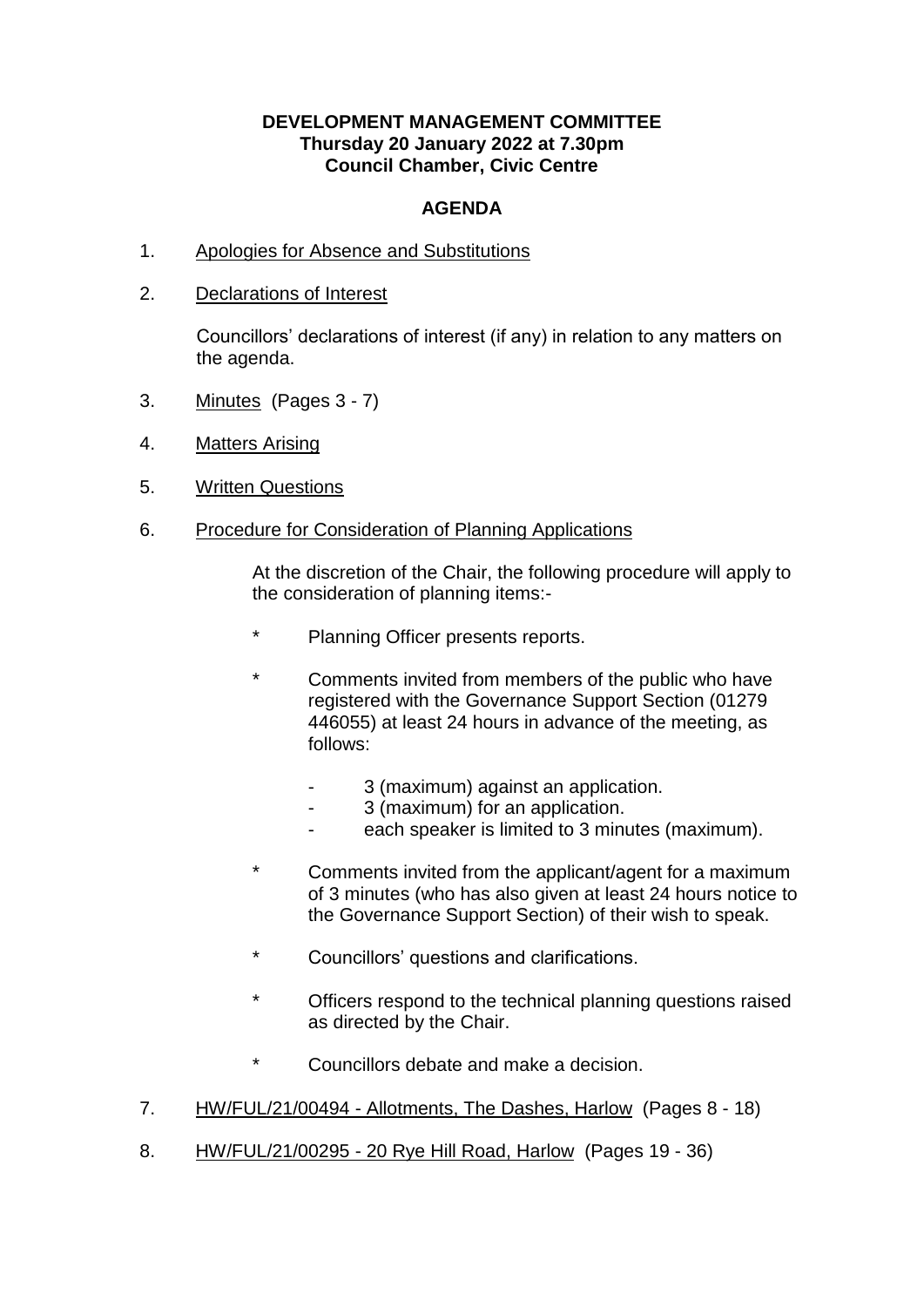**DEVELOPMENT MANAGEMENT COMMITTEE**
**Thursday 20 January 2022 at 7.30pm**
**Council Chamber, Civic Centre**

# AGENDA

1. Apologies for Absence and Substitutions

2. Declarations of Interest

   Councillors' declarations of interest (if any) in relation to any matters on the agenda.

3. Minutes (Pages 3 - 7)

4. Matters Arising

5. Written Questions

6. Procedure for Consideration of Planning Applications

   At the discretion of the Chair, the following procedure will apply to the consideration of planning items:-

   * Planning Officer presents reports.

   * Comments invited from members of the public who have registered with the Governance Support Section (01279 446055) at least 24 hours in advance of the meeting, as follows:

     - 3 (maximum) against an application.
     - 3 (maximum) for an application.
     - each speaker is limited to 3 minutes (maximum).

   * Comments invited from the applicant/agent for a maximum of 3 minutes (who has also given at least 24 hours notice to the Governance Support Section) of their wish to speak.

   * Councillors' questions and clarifications.

   * Officers respond to the technical planning questions raised as directed by the Chair.

   * Councillors debate and make a decision.

7. HW/FUL/21/00494 - Allotments, The Dashes, Harlow (Pages 8 - 18)

8. HW/FUL/21/00295 - 20 Rye Hill Road, Harlow (Pages 19 - 36)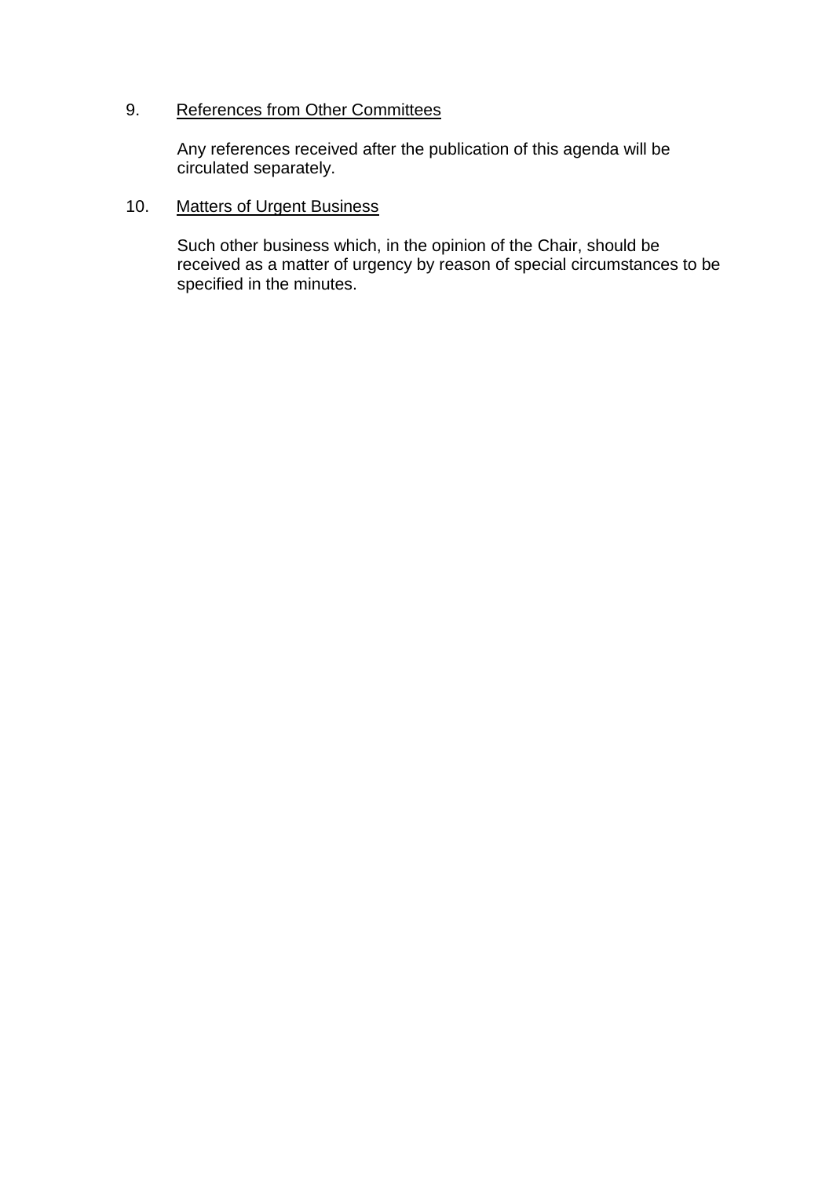9. <u>References from Other Committees</u>

   Any references received after the publication of this agenda will be circulated separately.

10. <u>Matters of Urgent Business</u>

    Such other business which, in the opinion of the Chair, should be received as a matter of urgency by reason of special circumstances to be specified in the minutes.